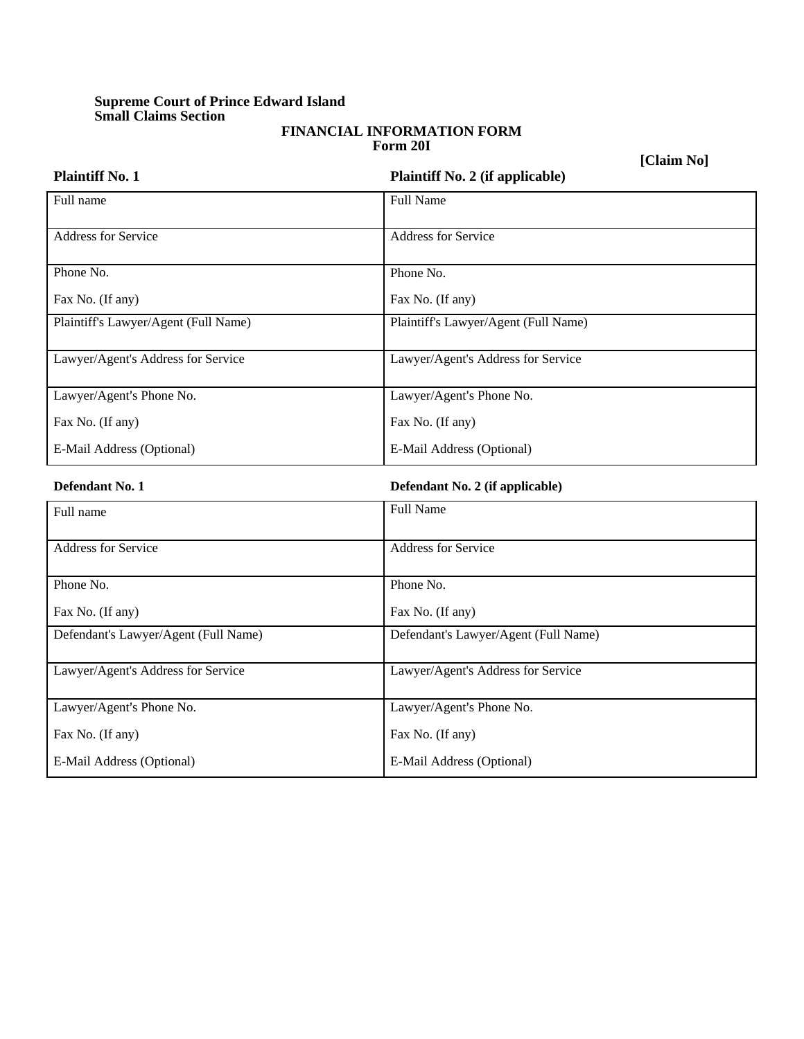**Supreme Court of Prince Edward Island**
**Small Claims Section**

# FINANCIAL INFORMATION FORM
## Form 20I

**[Claim No]**

| **Plaintiff No. 1** | **Plaintiff No. 2 (if applicable)** |
|---|---|
| Full name | Full Name |
| Address for Service | Address for Service |
| Phone No.<br>Fax No. (If any) | Phone No.<br>Fax No. (If any) |
| Plaintiff's Lawyer/Agent (Full Name) | Plaintiff's Lawyer/Agent (Full Name) |
| Lawyer/Agent's Address for Service | Lawyer/Agent's Address for Service |
| Lawyer/Agent's Phone No.<br>Fax No. (If any)<br>E-Mail Address (Optional) | Lawyer/Agent's Phone No.<br>Fax No. (If any)<br>E-Mail Address (Optional) |

| **Defendant No. 1** | **Defendant No. 2 (if applicable)** |
|---|---|
| Full name | Full Name |
| Address for Service | Address for Service |
| Phone No.<br>Fax No. (If any) | Phone No.<br>Fax No. (If any) |
| Defendant's Lawyer/Agent (Full Name) | Defendant's Lawyer/Agent (Full Name) |
| Lawyer/Agent's Address for Service | Lawyer/Agent's Address for Service |
| Lawyer/Agent's Phone No.<br>Fax No. (If any)<br>E-Mail Address (Optional) | Lawyer/Agent's Phone No.<br>Fax No. (If any)<br>E-Mail Address (Optional) |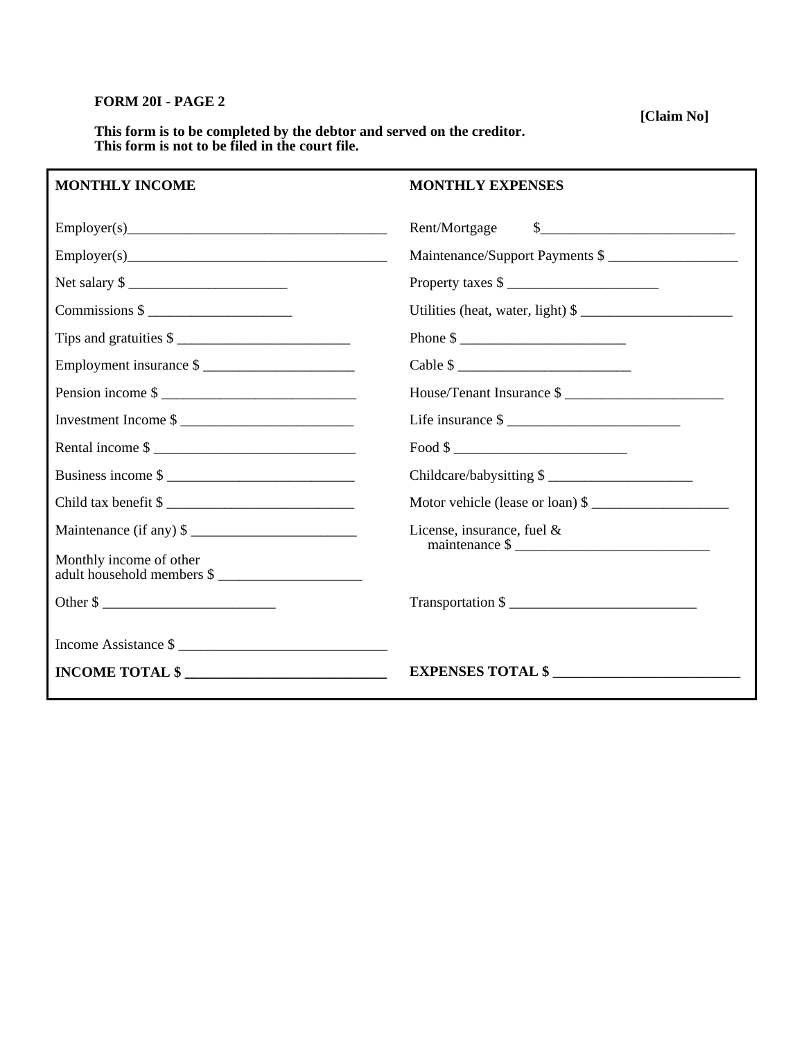**FORM 20I - PAGE 2**

**[Claim No]**

**This form is to be completed by the debtor and served on the creditor.**
**This form is not to be filed in the court file.**

| **MONTHLY INCOME** | **MONTHLY EXPENSES** |
|---|---|
| Employer(s)_____________________________________ | Rent/Mortgage $___________________________ |
| Employer(s)_____________________________________ | Maintenance/Support Payments $ __________________ |
| Net salary $ ______________________ | Property taxes $ _____________________ |
| Commissions $ ____________________ | Utilities (heat, water, light) $ _____________________ |
| Tips and gratuities $ ________________________ | Phone $ _______________________ |
| Employment insurance $ _____________________ | Cable $ ________________________ |
| Pension income $ ___________________________ | House/Tenant Insurance $ ______________________ |
| Investment Income $ ________________________ | Life insurance $ ________________________ |
| Rental income $ ____________________________ | Food $ ________________________ |
| Business income $ __________________________ | Childcare/babysitting $ ____________________ |
| Child tax benefit $ __________________________ | Motor vehicle (lease or loan) $ ___________________ |
| Maintenance (if any) $ _______________________ | License, insurance, fuel & maintenance $ ___________________________ |
| Monthly income of other adult household members $ ____________________ | |
| Other $ ________________________ | Transportation $ __________________________ |
| Income Assistance $ _____________________________ | |
| **INCOME TOTAL $ ____________________________** | **EXPENSES TOTAL $ _________________________** |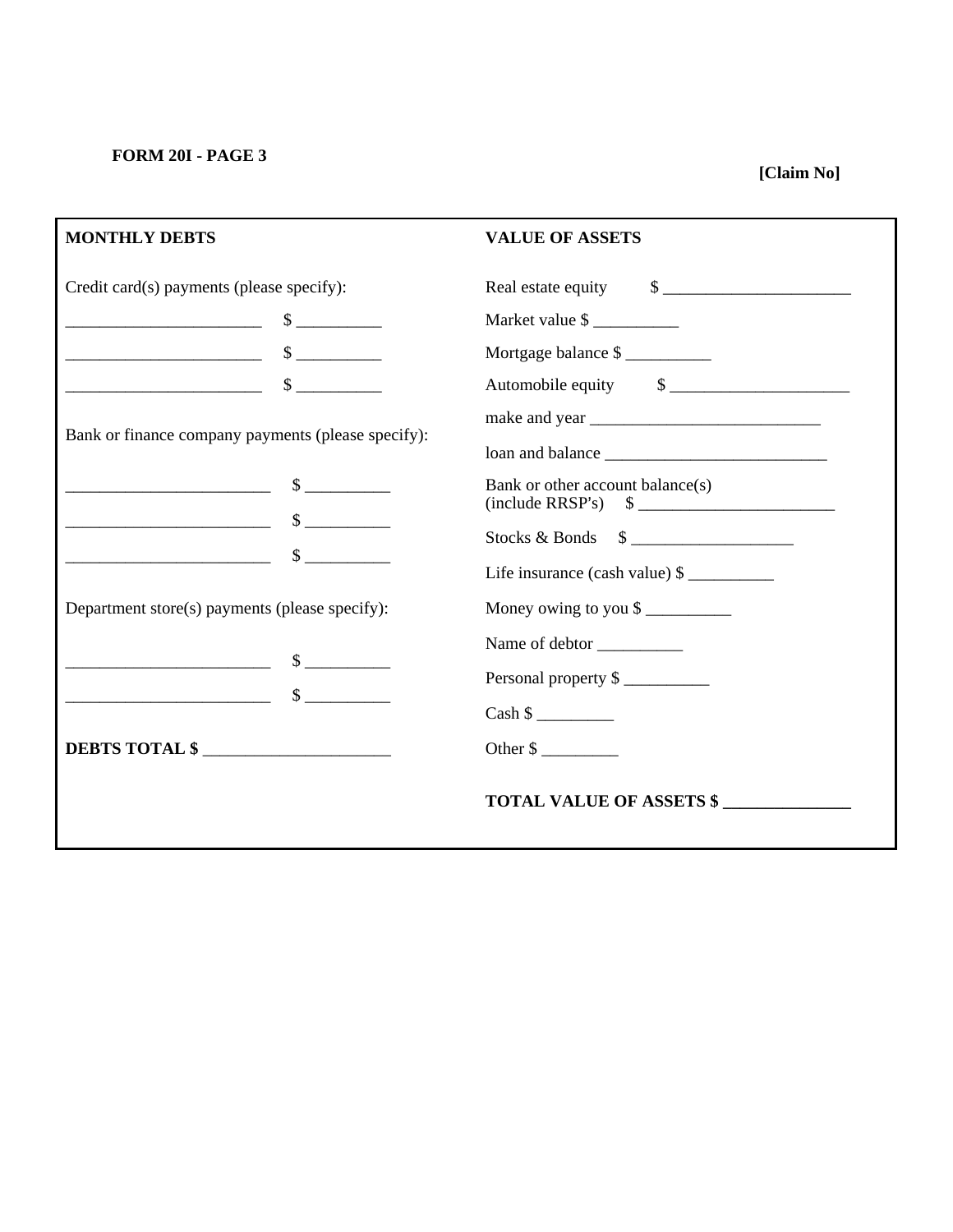**FORM 20I - PAGE 3**

**[Claim No]**

| **MONTHLY DEBTS** | **VALUE OF ASSETS** |
|---|---|
| Credit card(s) payments (please specify): | Real estate equity $ ______________________ |
| ________________________ $ __________ | Market value $ __________ |
| ________________________ $ __________ | Mortgage balance $ __________ |
| ________________________ $ __________ | Automobile equity $ _____________________ |
| | make and year ___________________________ |
| Bank or finance company payments (please specify): | loan and balance __________________________ |
| _________________________ $ __________ | Bank or other account balance(s) (include RRSP's) $ _______________________ |
| _________________________ $ __________ | Stocks & Bonds $ ___________________ |
| _________________________ $ __________ | Life insurance (cash value) $ __________ |
| Department store(s) payments (please specify): | Money owing to you $ __________ |
| | Name of debtor __________ |
| _________________________ $ __________ | Personal property $ __________ |
| _________________________ $ __________ | Cash $ _________ |
| **DEBTS TOTAL $** ______________________ | Other $ _________ |
| | **TOTAL VALUE OF ASSETS $ _______________** |